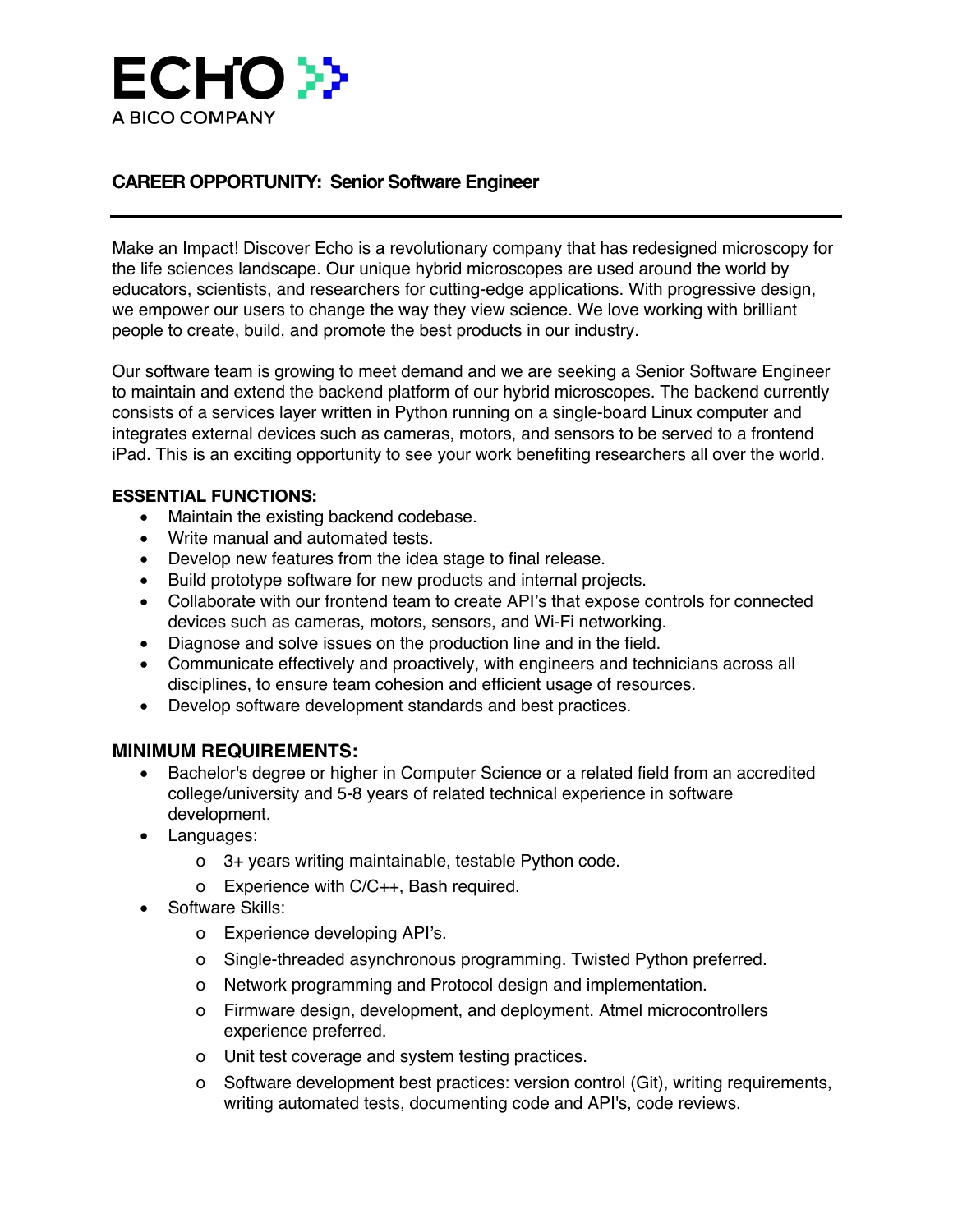ECHO

A BICO COMPANY

**CAREER OPPORTUNITY: Senior Software Engineer**

---

Make an Impact! Discover Echo is a revolutionary company that has redesigned microscopy for the life sciences landscape. Our unique hybrid microscopes are used around the world by educators, scientists, and researchers for cutting-edge applications. With progressive design, we empower our users to change the way they view science. We love working with brilliant people to create, build, and promote the best products in our industry.

Our software team is growing to meet demand and we are seeking a Senior Software Engineer to maintain and extend the backend platform of our hybrid microscopes. The backend currently consists of a services layer written in Python running on a single-board Linux computer and integrates external devices such as cameras, motors, and sensors to be served to a frontend iPad. This is an exciting opportunity to see your work benefiting researchers all over the world.

**ESSENTIAL FUNCTIONS:**

- Maintain the existing backend codebase.
- Write manual and automated tests.
- Develop new features from the idea stage to final release.
- Build prototype software for new products and internal projects.
- Collaborate with our frontend team to create API's that expose controls for connected devices such as cameras, motors, sensors, and Wi-Fi networking.
- Diagnose and solve issues on the production line and in the field.
- Communicate effectively and proactively, with engineers and technicians across all disciplines, to ensure team cohesion and efficient usage of resources.
- Develop software development standards and best practices.

**MINIMUM REQUIREMENTS:**

- Bachelor's degree or higher in Computer Science or a related field from an accredited college/university and 5-8 years of related technical experience in software development.
- Languages:
  - 3+ years writing maintainable, testable Python code.
  - Experience with C/C++, Bash required.
- Software Skills:
  - Experience developing API's.
  - Single-threaded asynchronous programming. Twisted Python preferred.
  - Network programming and Protocol design and implementation.
  - Firmware design, development, and deployment. Atmel microcontrollers experience preferred.
  - Unit test coverage and system testing practices.
  - Software development best practices: version control (Git), writing requirements, writing automated tests, documenting code and API's, code reviews.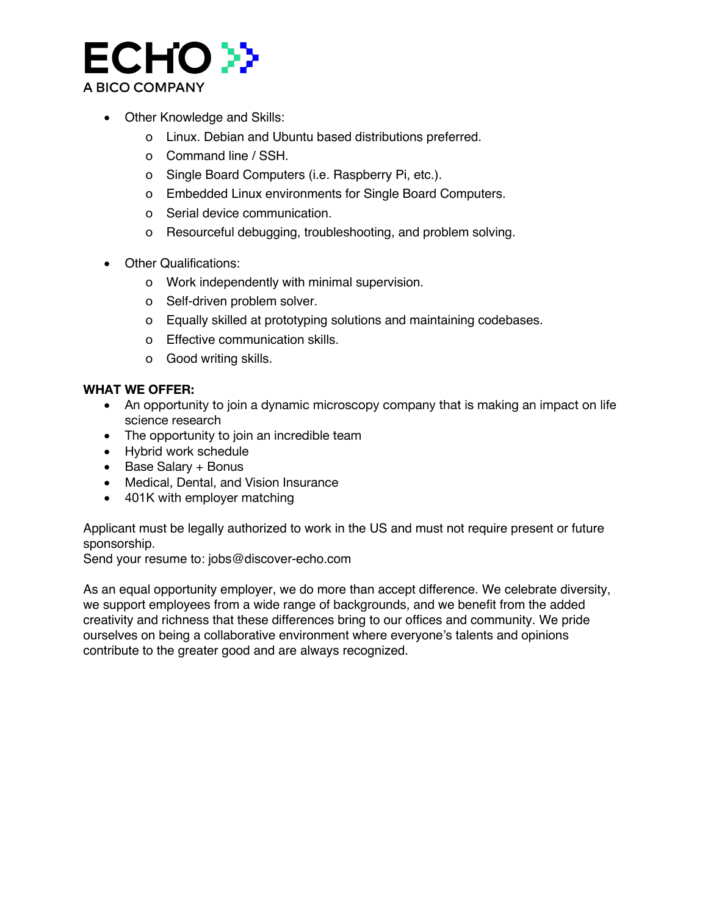- Other Knowledge and Skills:
  - Linux. Debian and Ubuntu based distributions preferred.
  - Command line / SSH.
  - Single Board Computers (i.e. Raspberry Pi, etc.).
  - Embedded Linux environments for Single Board Computers.
  - Serial device communication.
  - Resourceful debugging, troubleshooting, and problem solving.

- Other Qualifications:
  - Work independently with minimal supervision.
  - Self-driven problem solver.
  - Equally skilled at prototyping solutions and maintaining codebases.
  - Effective communication skills.
  - Good writing skills.

**WHAT WE OFFER:**

- An opportunity to join a dynamic microscopy company that is making an impact on life science research
- The opportunity to join an incredible team
- Hybrid work schedule
- Base Salary + Bonus
- Medical, Dental, and Vision Insurance
- 401K with employer matching

Applicant must be legally authorized to work in the US and must not require present or future sponsorship.
Send your resume to: jobs@discover-echo.com

As an equal opportunity employer, we do more than accept difference. We celebrate diversity, we support employees from a wide range of backgrounds, and we benefit from the added creativity and richness that these differences bring to our offices and community. We pride ourselves on being a collaborative environment where everyone's talents and opinions contribute to the greater good and are always recognized.